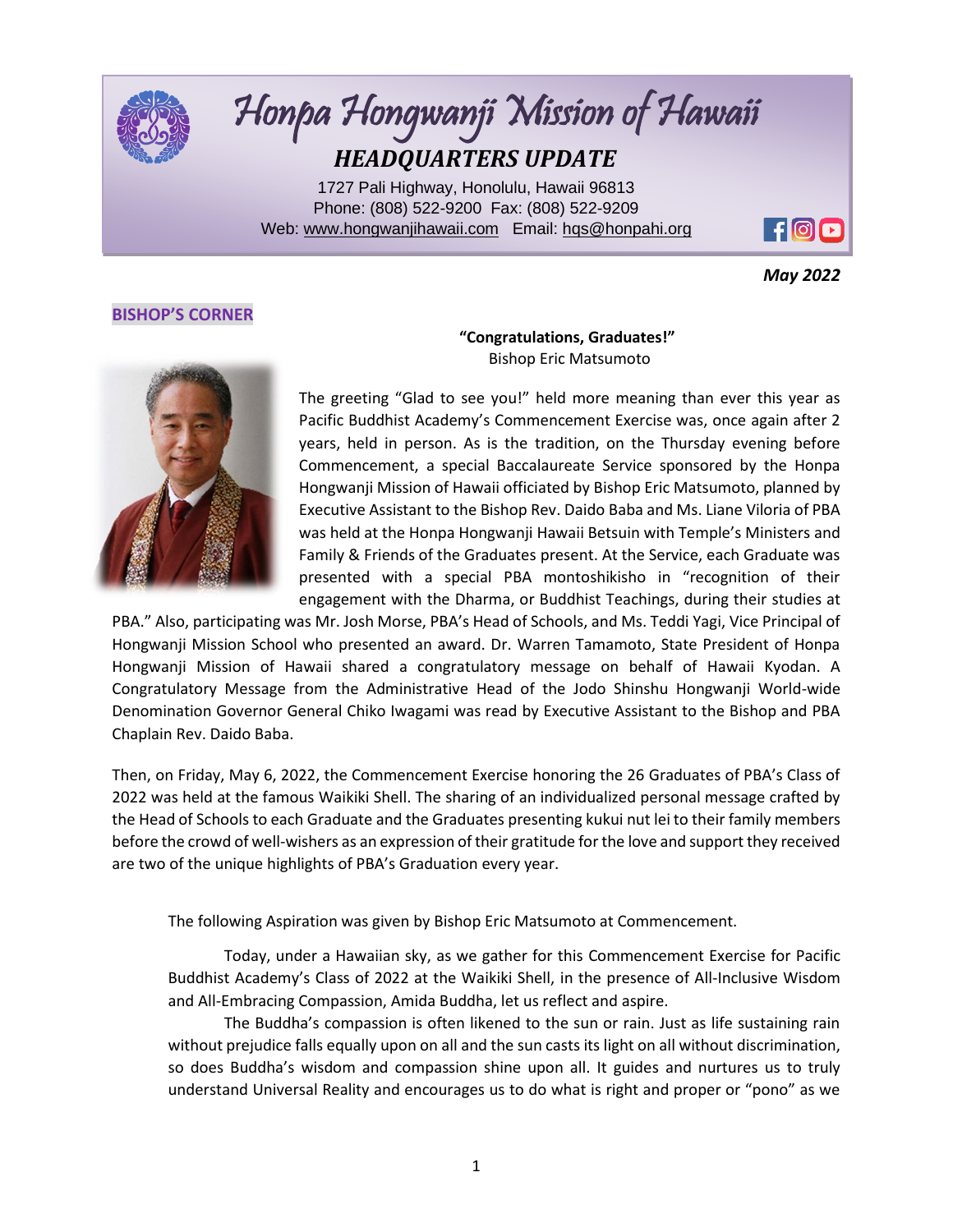# Honpa Hongwanji Mission of Hawaii

## HEADQUARTERS UPDATE

1727 Pali Highway, Honolulu, Hawaii 96813
Phone: (808) 522-9200 Fax: (808) 522-9209
Web: www.hongwanjihawaii.com Email: hqs@honpahi.org

*May 2022*

### BISHOP'S CORNER

**"Congratulations, Graduates!"**
Bishop Eric Matsumoto

The greeting "Glad to see you!" held more meaning than ever this year as Pacific Buddhist Academy's Commencement Exercise was, once again after 2 years, held in person. As is the tradition, on the Thursday evening before Commencement, a special Baccalaureate Service sponsored by the Honpa Hongwanji Mission of Hawaii officiated by Bishop Eric Matsumoto, planned by Executive Assistant to the Bishop Rev. Daido Baba and Ms. Liane Viloria of PBA was held at the Honpa Hongwanji Hawaii Betsuin with Temple's Ministers and Family & Friends of the Graduates present. At the Service, each Graduate was presented with a special PBA montoshikisho in "recognition of their engagement with the Dharma, or Buddhist Teachings, during their studies at PBA." Also, participating was Mr. Josh Morse, PBA's Head of Schools, and Ms. Teddi Yagi, Vice Principal of Hongwanji Mission School who presented an award. Dr. Warren Tamamoto, State President of Honpa Hongwanji Mission of Hawaii shared a congratulatory message on behalf of Hawaii Kyodan. A Congratulatory Message from the Administrative Head of the Jodo Shinshu Hongwanji World-wide Denomination Governor General Chiko Iwagami was read by Executive Assistant to the Bishop and PBA Chaplain Rev. Daido Baba.

Then, on Friday, May 6, 2022, the Commencement Exercise honoring the 26 Graduates of PBA's Class of 2022 was held at the famous Waikiki Shell. The sharing of an individualized personal message crafted by the Head of Schools to each Graduate and the Graduates presenting kukui nut lei to their family members before the crowd of well-wishers as an expression of their gratitude for the love and support they received are two of the unique highlights of PBA's Graduation every year.

The following Aspiration was given by Bishop Eric Matsumoto at Commencement.

Today, under a Hawaiian sky, as we gather for this Commencement Exercise for Pacific Buddhist Academy's Class of 2022 at the Waikiki Shell, in the presence of All-Inclusive Wisdom and All-Embracing Compassion, Amida Buddha, let us reflect and aspire.

The Buddha's compassion is often likened to the sun or rain. Just as life sustaining rain without prejudice falls equally upon on all and the sun casts its light on all without discrimination, so does Buddha's wisdom and compassion shine upon all. It guides and nurtures us to truly understand Universal Reality and encourages us to do what is right and proper or "pono" as we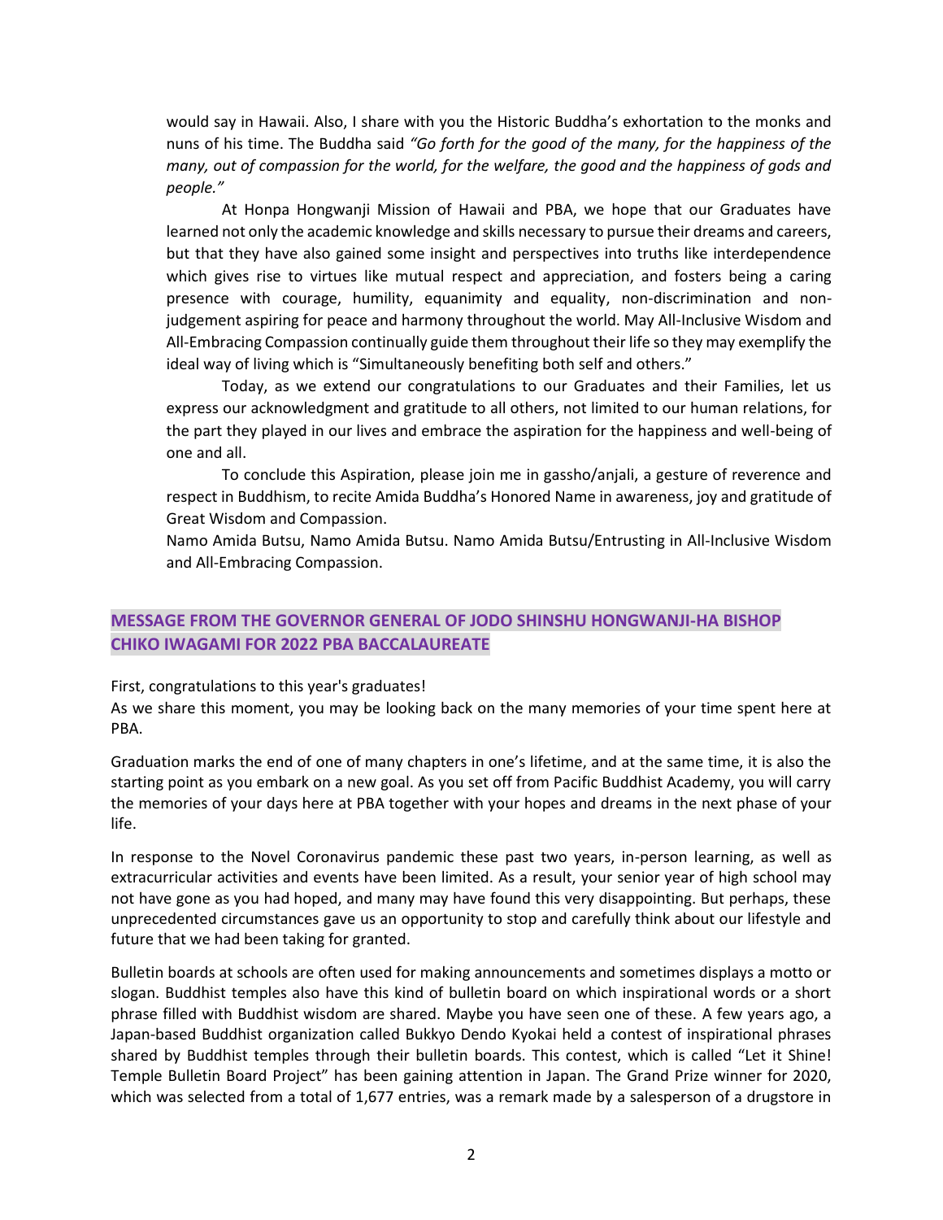would say in Hawaii. Also, I share with you the Historic Buddha's exhortation to the monks and nuns of his time. The Buddha said *"Go forth for the good of the many, for the happiness of the many, out of compassion for the world, for the welfare, the good and the happiness of gods and people."*

At Honpa Hongwanji Mission of Hawaii and PBA, we hope that our Graduates have learned not only the academic knowledge and skills necessary to pursue their dreams and careers, but that they have also gained some insight and perspectives into truths like interdependence which gives rise to virtues like mutual respect and appreciation, and fosters being a caring presence with courage, humility, equanimity and equality, non-discrimination and non-judgement aspiring for peace and harmony throughout the world. May All-Inclusive Wisdom and All-Embracing Compassion continually guide them throughout their life so they may exemplify the ideal way of living which is "Simultaneously benefiting both self and others."

Today, as we extend our congratulations to our Graduates and their Families, let us express our acknowledgment and gratitude to all others, not limited to our human relations, for the part they played in our lives and embrace the aspiration for the happiness and well-being of one and all.

To conclude this Aspiration, please join me in gassho/anjali, a gesture of reverence and respect in Buddhism, to recite Amida Buddha's Honored Name in awareness, joy and gratitude of Great Wisdom and Compassion.

Namo Amida Butsu, Namo Amida Butsu. Namo Amida Butsu/Entrusting in All-Inclusive Wisdom and All-Embracing Compassion.

## MESSAGE FROM THE GOVERNOR GENERAL OF JODO SHINSHU HONGWANJI-HA BISHOP CHIKO IWAGAMI FOR 2022 PBA BACCALAUREATE

First, congratulations to this year's graduates!

As we share this moment, you may be looking back on the many memories of your time spent here at PBA.

Graduation marks the end of one of many chapters in one's lifetime, and at the same time, it is also the starting point as you embark on a new goal. As you set off from Pacific Buddhist Academy, you will carry the memories of your days here at PBA together with your hopes and dreams in the next phase of your life.

In response to the Novel Coronavirus pandemic these past two years, in-person learning, as well as extracurricular activities and events have been limited. As a result, your senior year of high school may not have gone as you had hoped, and many may have found this very disappointing. But perhaps, these unprecedented circumstances gave us an opportunity to stop and carefully think about our lifestyle and future that we had been taking for granted.

Bulletin boards at schools are often used for making announcements and sometimes displays a motto or slogan. Buddhist temples also have this kind of bulletin board on which inspirational words or a short phrase filled with Buddhist wisdom are shared. Maybe you have seen one of these. A few years ago, a Japan-based Buddhist organization called Bukkyo Dendo Kyokai held a contest of inspirational phrases shared by Buddhist temples through their bulletin boards. This contest, which is called "Let it Shine! Temple Bulletin Board Project" has been gaining attention in Japan. The Grand Prize winner for 2020, which was selected from a total of 1,677 entries, was a remark made by a salesperson of a drugstore in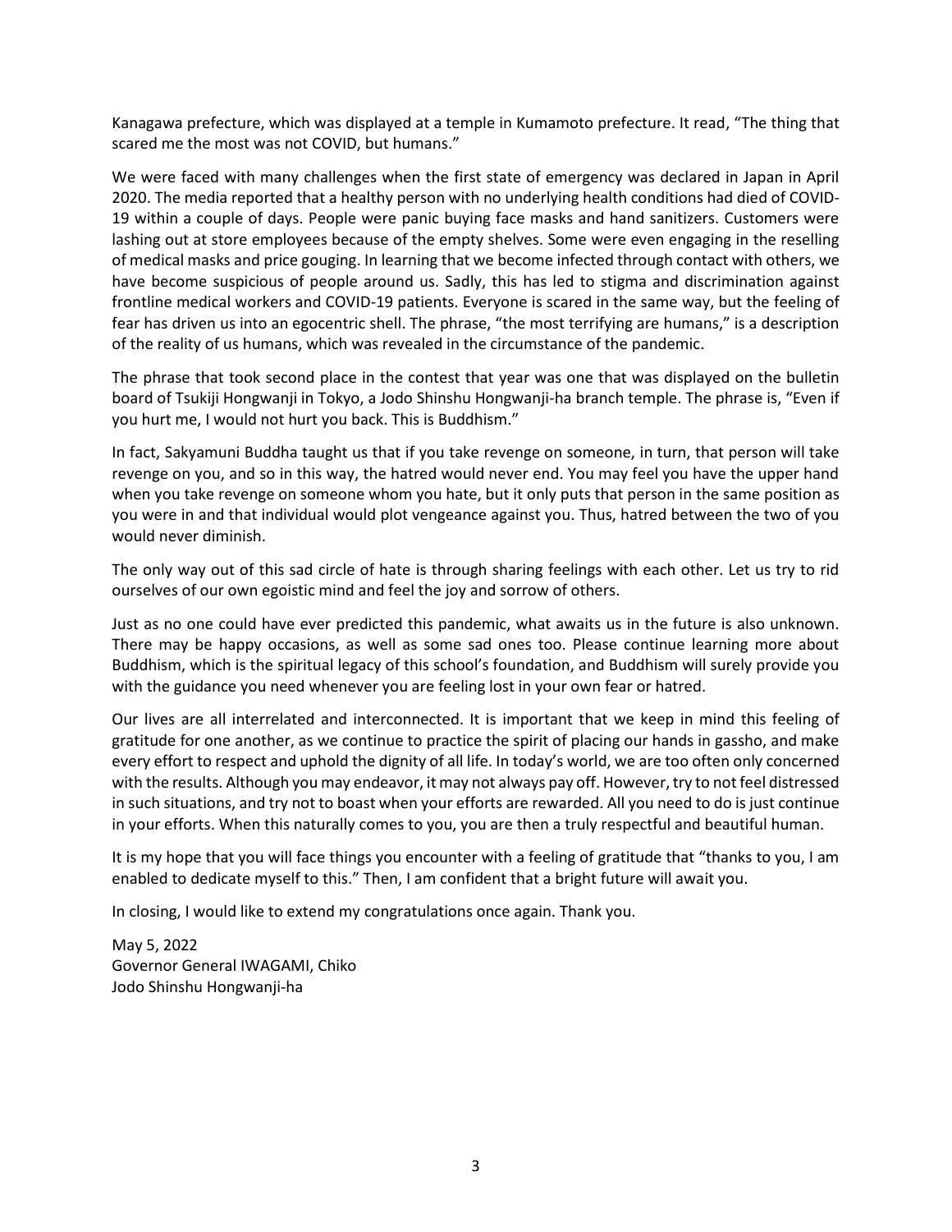Kanagawa prefecture, which was displayed at a temple in Kumamoto prefecture. It read, "The thing that scared me the most was not COVID, but humans."

We were faced with many challenges when the first state of emergency was declared in Japan in April 2020. The media reported that a healthy person with no underlying health conditions had died of COVID-19 within a couple of days. People were panic buying face masks and hand sanitizers. Customers were lashing out at store employees because of the empty shelves. Some were even engaging in the reselling of medical masks and price gouging. In learning that we become infected through contact with others, we have become suspicious of people around us. Sadly, this has led to stigma and discrimination against frontline medical workers and COVID-19 patients. Everyone is scared in the same way, but the feeling of fear has driven us into an egocentric shell. The phrase, "the most terrifying are humans," is a description of the reality of us humans, which was revealed in the circumstance of the pandemic.

The phrase that took second place in the contest that year was one that was displayed on the bulletin board of Tsukiji Hongwanji in Tokyo, a Jodo Shinshu Hongwanji-ha branch temple. The phrase is, "Even if you hurt me, I would not hurt you back. This is Buddhism."

In fact, Sakyamuni Buddha taught us that if you take revenge on someone, in turn, that person will take revenge on you, and so in this way, the hatred would never end. You may feel you have the upper hand when you take revenge on someone whom you hate, but it only puts that person in the same position as you were in and that individual would plot vengeance against you. Thus, hatred between the two of you would never diminish.

The only way out of this sad circle of hate is through sharing feelings with each other. Let us try to rid ourselves of our own egoistic mind and feel the joy and sorrow of others.

Just as no one could have ever predicted this pandemic, what awaits us in the future is also unknown. There may be happy occasions, as well as some sad ones too. Please continue learning more about Buddhism, which is the spiritual legacy of this school's foundation, and Buddhism will surely provide you with the guidance you need whenever you are feeling lost in your own fear or hatred.

Our lives are all interrelated and interconnected. It is important that we keep in mind this feeling of gratitude for one another, as we continue to practice the spirit of placing our hands in gassho, and make every effort to respect and uphold the dignity of all life. In today's world, we are too often only concerned with the results. Although you may endeavor, it may not always pay off. However, try to not feel distressed in such situations, and try not to boast when your efforts are rewarded. All you need to do is just continue in your efforts. When this naturally comes to you, you are then a truly respectful and beautiful human.

It is my hope that you will face things you encounter with a feeling of gratitude that "thanks to you, I am enabled to dedicate myself to this." Then, I am confident that a bright future will await you.

In closing, I would like to extend my congratulations once again. Thank you.

May 5, 2022
Governor General IWAGAMI, Chiko
Jodo Shinshu Hongwanji-ha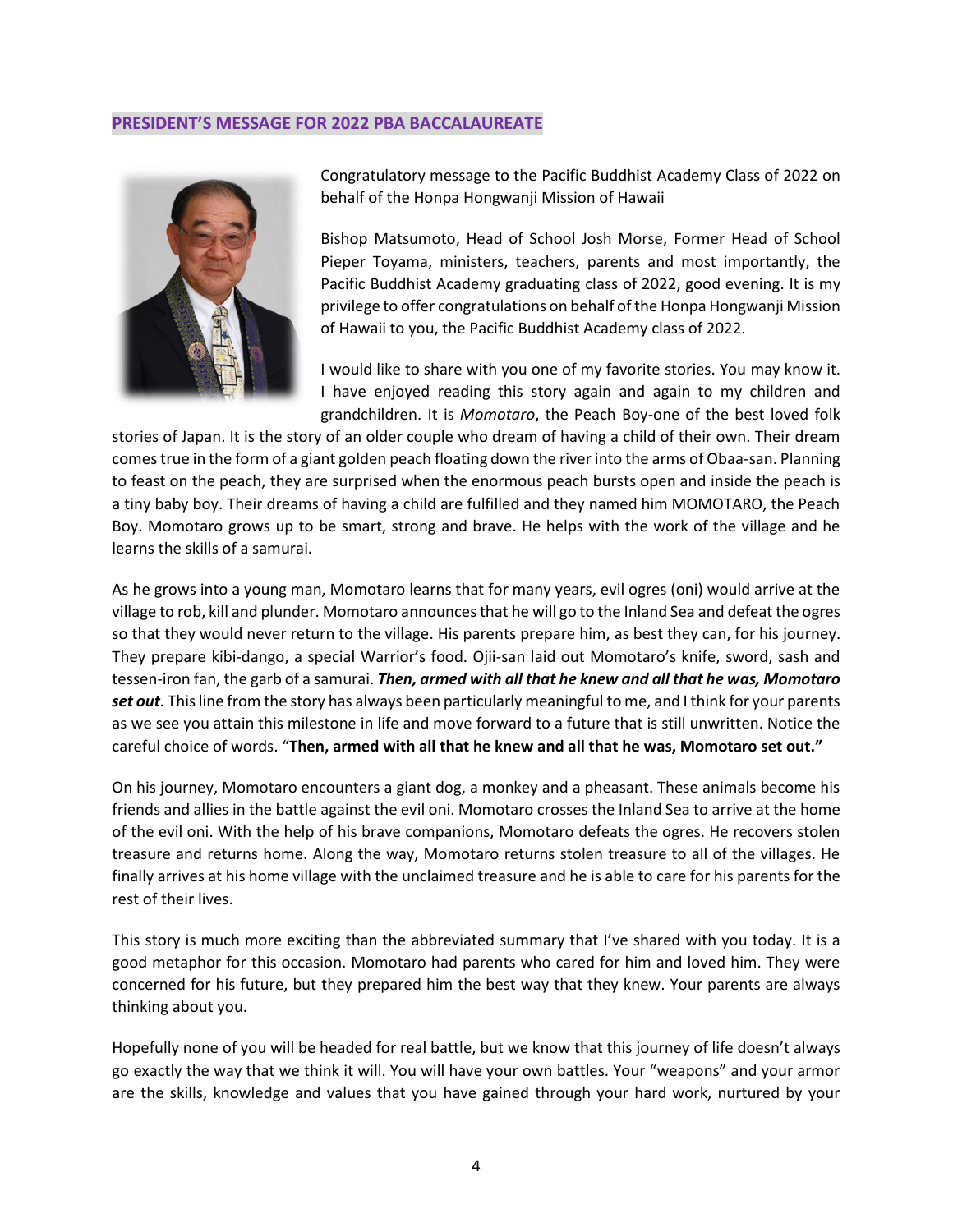## PRESIDENT'S MESSAGE FOR 2022 PBA BACCALAUREATE

Congratulatory message to the Pacific Buddhist Academy Class of 2022 on behalf of the Honpa Hongwanji Mission of Hawaii

Bishop Matsumoto, Head of School Josh Morse, Former Head of School Pieper Toyama, ministers, teachers, parents and most importantly, the Pacific Buddhist Academy graduating class of 2022, good evening. It is my privilege to offer congratulations on behalf of the Honpa Hongwanji Mission of Hawaii to you, the Pacific Buddhist Academy class of 2022.

I would like to share with you one of my favorite stories. You may know it. I have enjoyed reading this story again and again to my children and grandchildren. It is *Momotaro*, the Peach Boy-one of the best loved folk stories of Japan. It is the story of an older couple who dream of having a child of their own. Their dream comes true in the form of a giant golden peach floating down the river into the arms of Obaa-san. Planning to feast on the peach, they are surprised when the enormous peach bursts open and inside the peach is a tiny baby boy. Their dreams of having a child are fulfilled and they named him MOMOTARO, the Peach Boy. Momotaro grows up to be smart, strong and brave. He helps with the work of the village and he learns the skills of a samurai.

As he grows into a young man, Momotaro learns that for many years, evil ogres (oni) would arrive at the village to rob, kill and plunder. Momotaro announces that he will go to the Inland Sea and defeat the ogres so that they would never return to the village. His parents prepare him, as best they can, for his journey. They prepare kibi-dango, a special Warrior's food. Ojii-san laid out Momotaro's knife, sword, sash and tessen-iron fan, the garb of a samurai. ***Then, armed with all that he knew and all that he was, Momotaro set out.*** This line from the story has always been particularly meaningful to me, and I think for your parents as we see you attain this milestone in life and move forward to a future that is still unwritten. Notice the careful choice of words. "**Then, armed with all that he knew and all that he was, Momotaro set out."**

On his journey, Momotaro encounters a giant dog, a monkey and a pheasant. These animals become his friends and allies in the battle against the evil oni. Momotaro crosses the Inland Sea to arrive at the home of the evil oni. With the help of his brave companions, Momotaro defeats the ogres. He recovers stolen treasure and returns home. Along the way, Momotaro returns stolen treasure to all of the villages. He finally arrives at his home village with the unclaimed treasure and he is able to care for his parents for the rest of their lives.

This story is much more exciting than the abbreviated summary that I've shared with you today. It is a good metaphor for this occasion. Momotaro had parents who cared for him and loved him. They were concerned for his future, but they prepared him the best way that they knew. Your parents are always thinking about you.

Hopefully none of you will be headed for real battle, but we know that this journey of life doesn't always go exactly the way that we think it will. You will have your own battles. Your "weapons" and your armor are the skills, knowledge and values that you have gained through your hard work, nurtured by your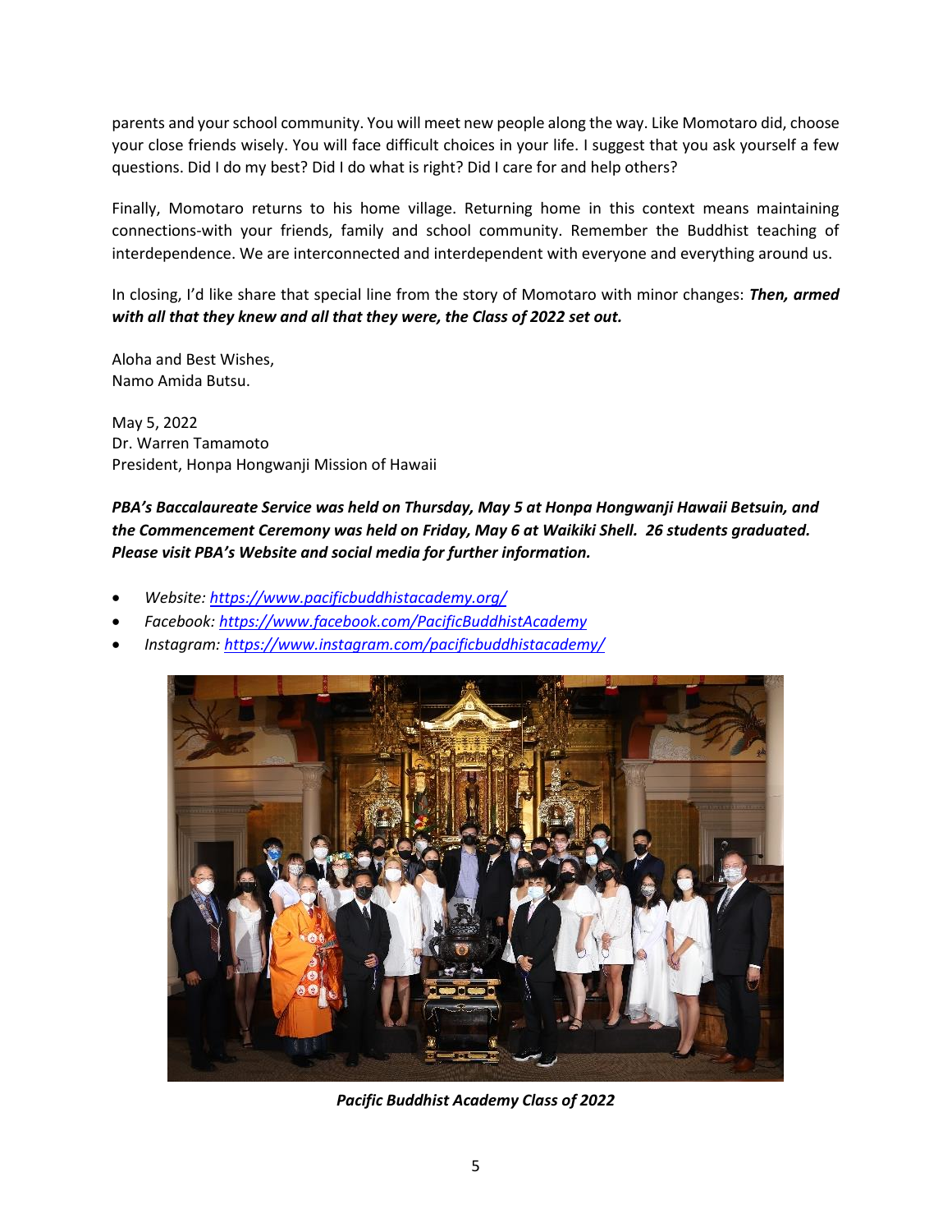parents and your school community. You will meet new people along the way. Like Momotaro did, choose your close friends wisely. You will face difficult choices in your life. I suggest that you ask yourself a few questions. Did I do my best? Did I do what is right? Did I care for and help others?

Finally, Momotaro returns to his home village. Returning home in this context means maintaining connections-with your friends, family and school community. Remember the Buddhist teaching of interdependence. We are interconnected and interdependent with everyone and everything around us.

In closing, I'd like share that special line from the story of Momotaro with minor changes: ***Then, armed with all that they knew and all that they were, the Class of 2022 set out.***

Aloha and Best Wishes,
Namo Amida Butsu.

May 5, 2022
Dr. Warren Tamamoto
President, Honpa Hongwanji Mission of Hawaii

***PBA's Baccalaureate Service was held on Thursday, May 5 at Honpa Hongwanji Hawaii Betsuin, and the Commencement Ceremony was held on Friday, May 6 at Waikiki Shell. 26 students graduated. Please visit PBA's Website and social media for further information.***

- *Website: [https://www.pacificbuddhistacademy.org/](https://www.pacificbuddhistacademy.org/)*
- *Facebook: [https://www.facebook.com/PacificBuddhistAcademy](https://www.facebook.com/PacificBuddhistAcademy)*
- *Instagram: [https://www.instagram.com/pacificbuddhistacademy/](https://www.instagram.com/pacificbuddhistacademy/)*

*Pacific Buddhist Academy Class of 2022*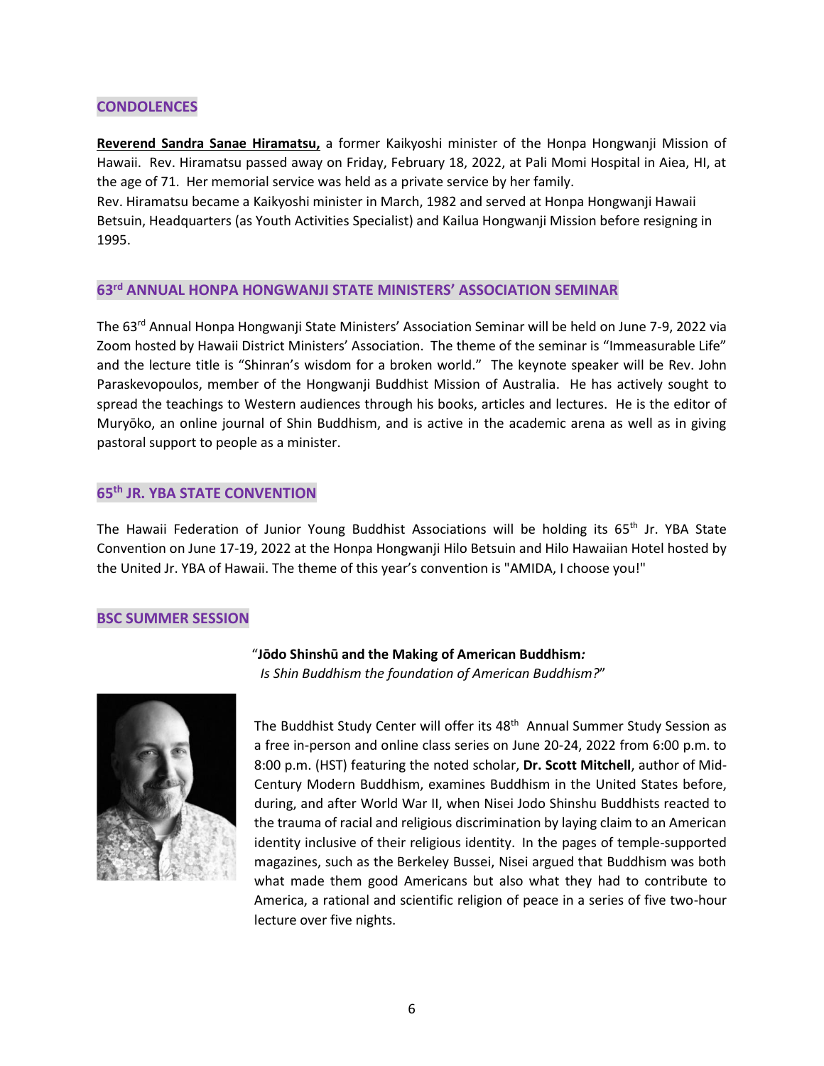## CONDOLENCES

**Reverend Sandra Sanae Hiramatsu,** a former Kaikyoshi minister of the Honpa Hongwanji Mission of Hawaii. Rev. Hiramatsu passed away on Friday, February 18, 2022, at Pali Momi Hospital in Aiea, HI, at the age of 71. Her memorial service was held as a private service by her family.
Rev. Hiramatsu became a Kaikyoshi minister in March, 1982 and served at Honpa Hongwanji Hawaii Betsuin, Headquarters (as Youth Activities Specialist) and Kailua Hongwanji Mission before resigning in 1995.

## 63rd ANNUAL HONPA HONGWANJI STATE MINISTERS' ASSOCIATION SEMINAR

The 63rd Annual Honpa Hongwanji State Ministers' Association Seminar will be held on June 7-9, 2022 via Zoom hosted by Hawaii District Ministers' Association. The theme of the seminar is "Immeasurable Life" and the lecture title is "Shinran's wisdom for a broken world." The keynote speaker will be Rev. John Paraskevopoulos, member of the Hongwanji Buddhist Mission of Australia. He has actively sought to spread the teachings to Western audiences through his books, articles and lectures. He is the editor of Muryōko, an online journal of Shin Buddhism, and is active in the academic arena as well as in giving pastoral support to people as a minister.

## 65th JR. YBA STATE CONVENTION

The Hawaii Federation of Junior Young Buddhist Associations will be holding its 65th Jr. YBA State Convention on June 17-19, 2022 at the Honpa Hongwanji Hilo Betsuin and Hilo Hawaiian Hotel hosted by the United Jr. YBA of Hawaii. The theme of this year's convention is "AMIDA, I choose you!"

## BSC SUMMER SESSION

"**Jōdo Shinshū and the Making of American Buddhism:**
*Is Shin Buddhism the foundation of American Buddhism?*"

The Buddhist Study Center will offer its 48th Annual Summer Study Session as a free in-person and online class series on June 20-24, 2022 from 6:00 p.m. to 8:00 p.m. (HST) featuring the noted scholar, **Dr. Scott Mitchell**, author of Mid-Century Modern Buddhism, examines Buddhism in the United States before, during, and after World War II, when Nisei Jodo Shinshu Buddhists reacted to the trauma of racial and religious discrimination by laying claim to an American identity inclusive of their religious identity. In the pages of temple-supported magazines, such as the Berkeley Bussei, Nisei argued that Buddhism was both what made them good Americans but also what they had to contribute to America, a rational and scientific religion of peace in a series of five two-hour lecture over five nights.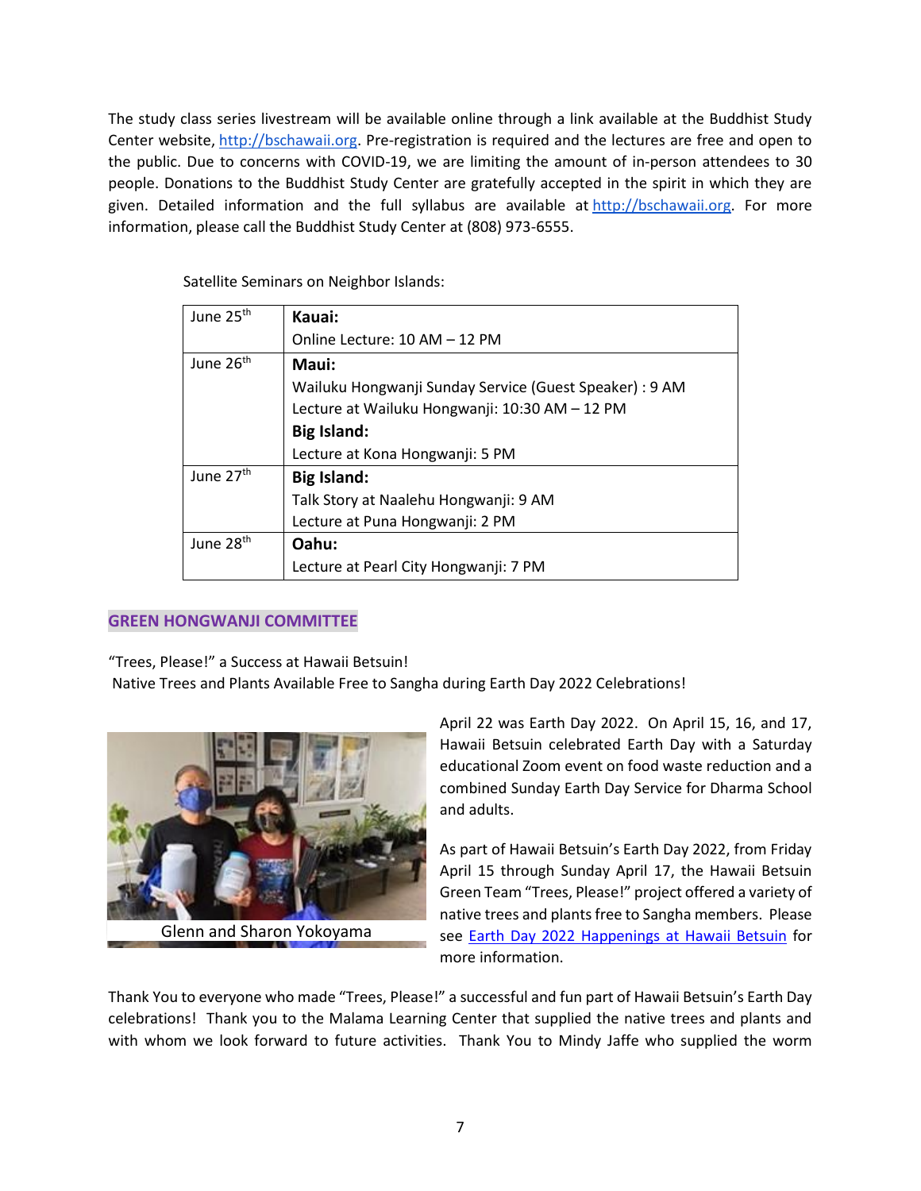The study class series livestream will be available online through a link available at the Buddhist Study Center website, http://bschawaii.org. Pre-registration is required and the lectures are free and open to the public. Due to concerns with COVID-19, we are limiting the amount of in-person attendees to 30 people. Donations to the Buddhist Study Center are gratefully accepted in the spirit in which they are given. Detailed information and the full syllabus are available at http://bschawaii.org. For more information, please call the Buddhist Study Center at (808) 973-6555.

Satellite Seminars on Neighbor Islands:

| Date | Schedule |
|---|---|
| June 25th | **Kauai:**<br>Online Lecture: 10 AM – 12 PM |
| June 26th | **Maui:**<br>Wailuku Hongwanji Sunday Service (Guest Speaker) : 9 AM<br>Lecture at Wailuku Hongwanji: 10:30 AM – 12 PM<br>**Big Island:**<br>Lecture at Kona Hongwanji: 5 PM |
| June 27th | **Big Island:**<br>Talk Story at Naalehu Hongwanji: 9 AM<br>Lecture at Puna Hongwanji: 2 PM |
| June 28th | **Oahu:**<br>Lecture at Pearl City Hongwanji: 7 PM |

## GREEN HONGWANJI COMMITTEE

"Trees, Please!" a Success at Hawaii Betsuin!
Native Trees and Plants Available Free to Sangha during Earth Day 2022 Celebrations!

Glenn and Sharon Yokoyama

April 22 was Earth Day 2022. On April 15, 16, and 17, Hawaii Betsuin celebrated Earth Day with a Saturday educational Zoom event on food waste reduction and a combined Sunday Earth Day Service for Dharma School and adults.

As part of Hawaii Betsuin's Earth Day 2022, from Friday April 15 through Sunday April 17, the Hawaii Betsuin Green Team "Trees, Please!" project offered a variety of native trees and plants free to Sangha members. Please see Earth Day 2022 Happenings at Hawaii Betsuin for more information.

Thank You to everyone who made "Trees, Please!" a successful and fun part of Hawaii Betsuin's Earth Day celebrations! Thank you to the Malama Learning Center that supplied the native trees and plants and with whom we look forward to future activities. Thank You to Mindy Jaffe who supplied the worm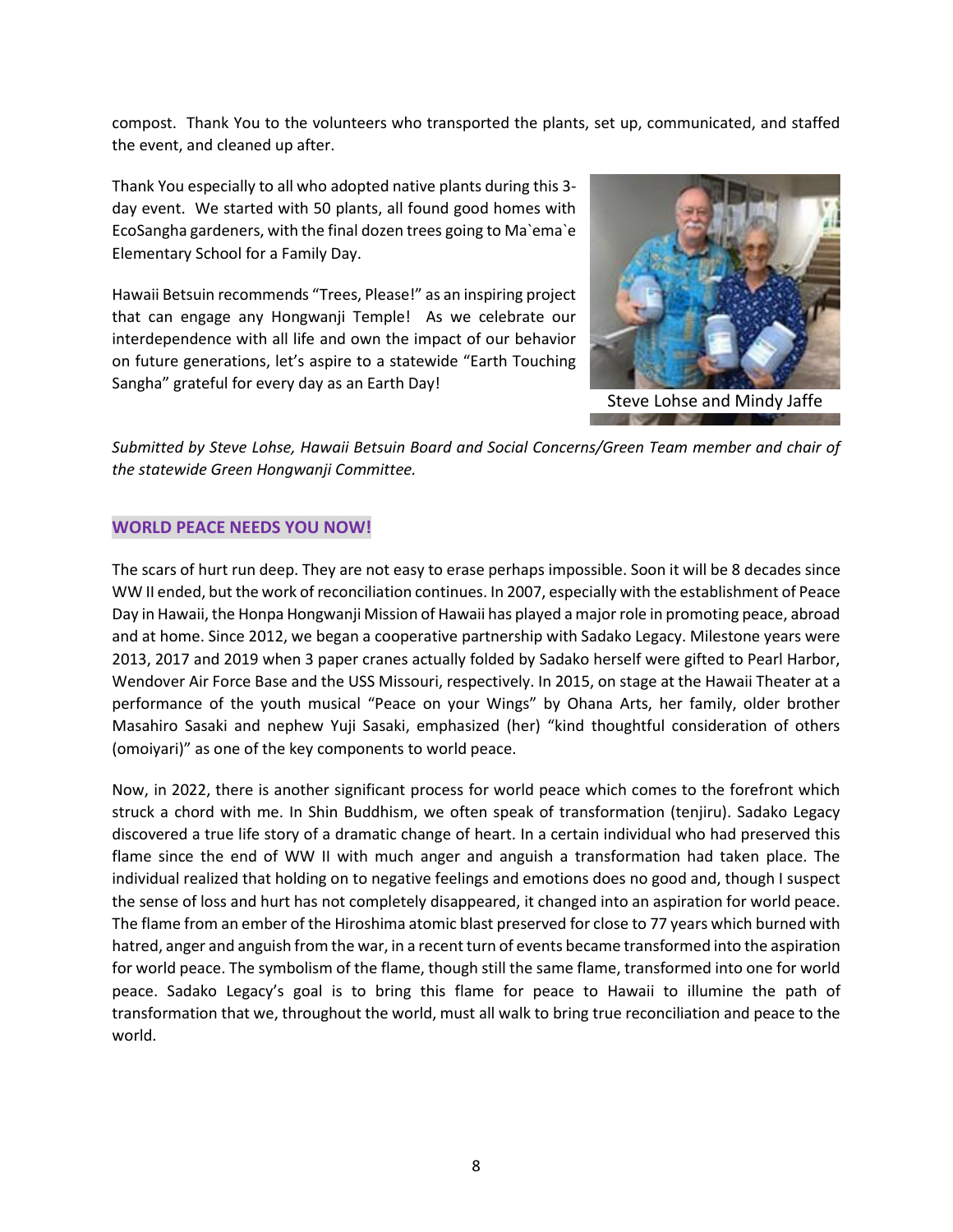compost. Thank You to the volunteers who transported the plants, set up, communicated, and staffed the event, and cleaned up after.

Thank You especially to all who adopted native plants during this 3-day event. We started with 50 plants, all found good homes with EcoSangha gardeners, with the final dozen trees going to Ma`ema`e Elementary School for a Family Day.

Hawaii Betsuin recommends "Trees, Please!" as an inspiring project that can engage any Hongwanji Temple! As we celebrate our interdependence with all life and own the impact of our behavior on future generations, let's aspire to a statewide "Earth Touching Sangha" grateful for every day as an Earth Day!

Steve Lohse and Mindy Jaffe

*Submitted by Steve Lohse, Hawaii Betsuin Board and Social Concerns/Green Team member and chair of the statewide Green Hongwanji Committee.*

## WORLD PEACE NEEDS YOU NOW!

The scars of hurt run deep. They are not easy to erase perhaps impossible. Soon it will be 8 decades since WW II ended, but the work of reconciliation continues. In 2007, especially with the establishment of Peace Day in Hawaii, the Honpa Hongwanji Mission of Hawaii has played a major role in promoting peace, abroad and at home. Since 2012, we began a cooperative partnership with Sadako Legacy. Milestone years were 2013, 2017 and 2019 when 3 paper cranes actually folded by Sadako herself were gifted to Pearl Harbor, Wendover Air Force Base and the USS Missouri, respectively. In 2015, on stage at the Hawaii Theater at a performance of the youth musical "Peace on your Wings" by Ohana Arts, her family, older brother Masahiro Sasaki and nephew Yuji Sasaki, emphasized (her) "kind thoughtful consideration of others (omoiyari)" as one of the key components to world peace.

Now, in 2022, there is another significant process for world peace which comes to the forefront which struck a chord with me. In Shin Buddhism, we often speak of transformation (tenjiru). Sadako Legacy discovered a true life story of a dramatic change of heart. In a certain individual who had preserved this flame since the end of WW II with much anger and anguish a transformation had taken place. The individual realized that holding on to negative feelings and emotions does no good and, though I suspect the sense of loss and hurt has not completely disappeared, it changed into an aspiration for world peace. The flame from an ember of the Hiroshima atomic blast preserved for close to 77 years which burned with hatred, anger and anguish from the war, in a recent turn of events became transformed into the aspiration for world peace. The symbolism of the flame, though still the same flame, transformed into one for world peace. Sadako Legacy's goal is to bring this flame for peace to Hawaii to illumine the path of transformation that we, throughout the world, must all walk to bring true reconciliation and peace to the world.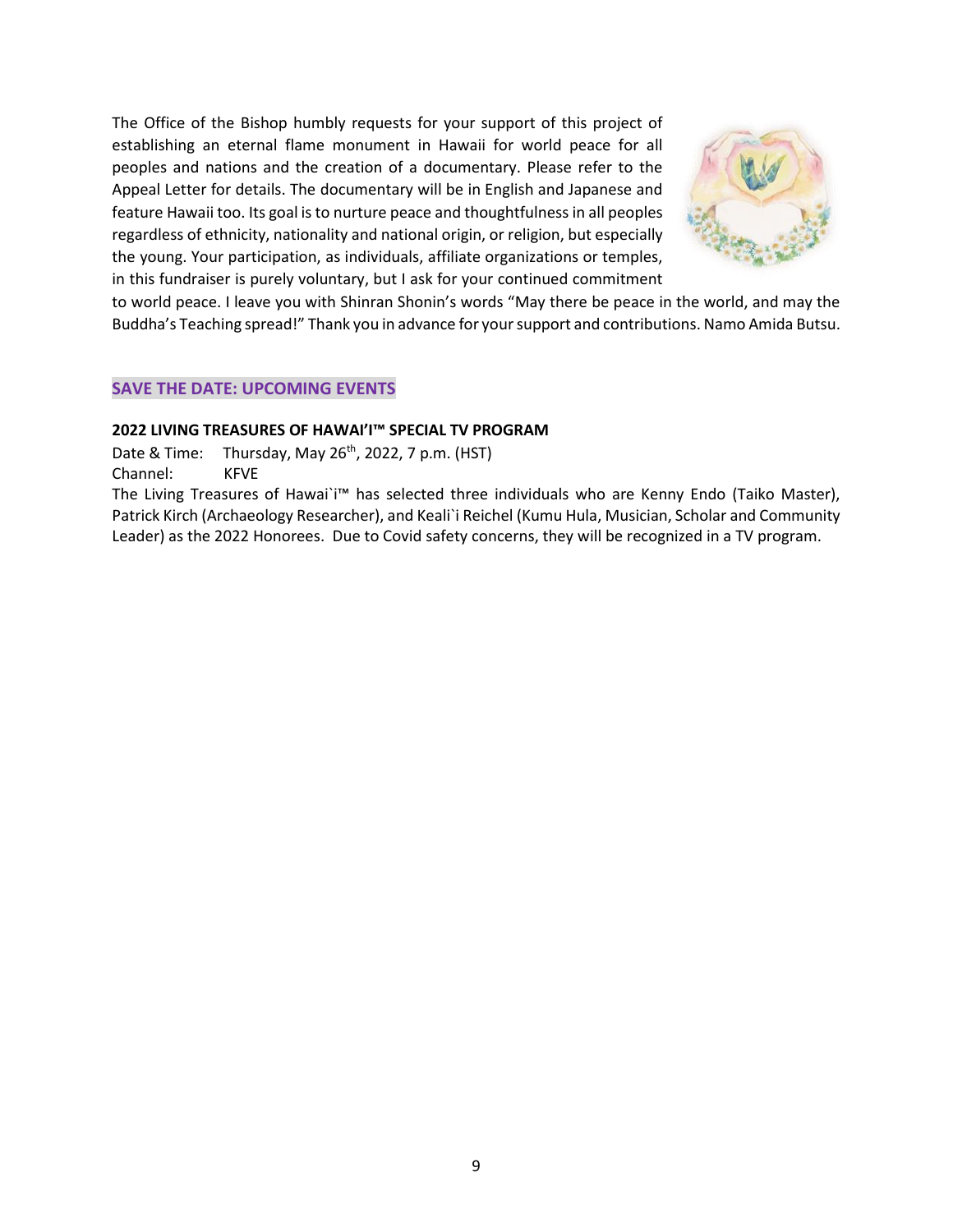The Office of the Bishop humbly requests for your support of this project of establishing an eternal flame monument in Hawaii for world peace for all peoples and nations and the creation of a documentary. Please refer to the Appeal Letter for details. The documentary will be in English and Japanese and feature Hawaii too. Its goal is to nurture peace and thoughtfulness in all peoples regardless of ethnicity, nationality and national origin, or religion, but especially the young. Your participation, as individuals, affiliate organizations or temples, in this fundraiser is purely voluntary, but I ask for your continued commitment to world peace. I leave you with Shinran Shonin's words "May there be peace in the world, and may the Buddha's Teaching spread!" Thank you in advance for your support and contributions. Namo Amida Butsu.

## SAVE THE DATE: UPCOMING EVENTS

**2022 LIVING TREASURES OF HAWAI'I™ SPECIAL TV PROGRAM**

Date & Time: Thursday, May 26th, 2022, 7 p.m. (HST)
Channel: KFVE

The Living Treasures of Hawai`i™ has selected three individuals who are Kenny Endo (Taiko Master), Patrick Kirch (Archaeology Researcher), and Keali`i Reichel (Kumu Hula, Musician, Scholar and Community Leader) as the 2022 Honorees. Due to Covid safety concerns, they will be recognized in a TV program.